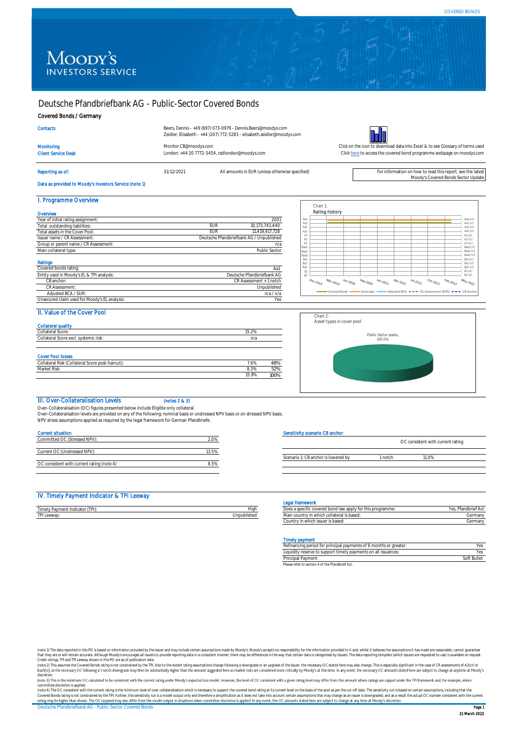COVERED BONDS

# Deutsche Pfandbriefbank AG - Public-Sector Covered Bonds

**Covered Bonds / Germany**

| | |
|---|---|
| Contacts | Beers, Dennis - +49 (697) 073-0979 - Dennis.Beers@moodys.com<br>Zeidler, Elisabeth - +44 (207) 772-5283 - elisabeth.zeidler@moodys.com |
| Monitoring | Monitor.CB@moodys.com |
| Client Service Desk | London: +44 20 7772-5454, csdlondon@moodys.com |

Click on the icon to download data into Excel & to see Glossary of terms used
Click here to access the covered bond programme webpage on moodys.com

Reporting as of: 31/12/2021 — All amounts in EUR (unless otherwise specified)

For information on how to read this report, see the latest Moody's Covered Bonds Sector Update

Data as provided to Moody's Investors Service (note 1)

## I. Programme Overview

### Overview

| | | |
|---|---|---|
| Year of initial rating assignment: | | 2001 |
| Total outstanding liabilities: | EUR | 10,173,743,440 |
| Total assets in the Cover Pool: | EUR | 11,419,917,728 |
| Issuer name / CR Assessment: | | Deutsche Pfandbriefbank AG / Unpublished |
| Group or parent name / CR Assessment: | | n/a |
| Main collateral type: | | Public Sector |

### Ratings

| | |
|---|---|
| Covered bonds rating: | Aa1 |
| Entity used in Moody's EL & TPI analysis: | Deutsche Pfandbriefbank AG |
| CB anchor: | CR Assessment + 1 notch |
| CR Assessment: | Unpublished |
| Adjusted BCA / SUR: | n/a / n/a |
| Unsecured claim used for Moody's EL analysis: | Yes |

Chart 1:
Rating history

## II. Value of the Cover Pool

### Collateral quality

| | |
|---|---|
| Collateral Score: | 15.2% |
| Collateral Score excl. systemic risk: | n/a |

### Cover Pool losses

| | | |
|---|---|---|
| Collateral Risk (Collateral Score post-haircut): | 7.6% | 48% |
| Market Risk: | 8.3% | 52% |
| | 15.9% | 100% |

Chart 2 :
Asset types in cover pool

## III. Over-Collateralisation Levels (notes 2 & 3)

Over-Collateralisation (OC) figures presented below include Eligible only collateral.
Over-Collateralisation levels are provided on any of the following: nominal basis or unstressed NPV basis or on stressed NPV basis.
NPV stress assumptions applied as required by the legal framework for German Pfandbriefe.

### Current situation

| | |
|---|---|
| Committed OC (Stressed NPV): | 2.0% |
| Current OC (Unstressed NPV): | 13.5% |
| OC consistent with current rating (note 4) | 8.5% |

### Sensitivity scenario CB anchor

| | | OC consistent with current rating |
|---|---|---|
| Scenario 1: CB anchor is lowered by | 1 notch | 11.0% |

## IV. Timely Payment Indicator & TPI Leeway

| | |
|---|---|
| Timely Payment Indicator (TPI): | High |
| TPI Leeway: | Unpublished |

### Legal framework

| | |
|---|---|
| Does a specific covered bond law apply for this programme: | Yes, Pfandbrief Act |
| Main country in which collateral is based: | Germany |
| Country in which issuer is based: | Germany |

### Timely payment

| | |
|---|---|
| Refinancing period for principal payments of 6 months or greater: | Yes |
| Liquidity reserve to support timely payments on all issuances: | Yes |
| Principal Payment | Soft Bullet |

Please refer to section 4 of the Pfandbrief Act.

(note 1) The data reported in this PO is based on information provided by the issuer and may include certain assumptions made by Moody's. Moody's accepts no responsibility for the information provided to it and, whilst it believes the assumptions it has made are reasonable, cannot guarantee that they are or will remain accurate. Although Moody's encourages all issuers to provide reporting data in a consistent manner, there may be differences in the way that certain data is categorised by issuers. The data reporting template (which issuers are requested to use) is available on request. Credit ratings, TPI and TPI Leeway shown in this PO are as of publication date.
(note 2) This assumes the Covered Bonds rating is not constrained by the TPI. Also to the extent rating assumptions change following a downgrade or an upgrade of the issuer, the necessary OC stated here may also change. This is especially significant in the case of CR assessments of A3(cr) or Baa1(cr), as the necessary OC following a 1 notch downgrade may then be substantially higher than the amount suggested here as market risks are considered more critically by Moody's at this time. In any event, the necessary OC amounts stated here are subject to change at anytime at Moody's discretion.
(note 3) This is the minimum OC calculated to be consistent with the current rating under Moody's expected loss model. However, the level of OC consistent with a given rating level may differ from this amount where ratings are capped under the TPI framework and, for example, where committee discretion is applied.
(note 4) The OC consistent with the current rating is the minimum level of over-collateralisation which is necessary to support the covered bond rating at its current level on the basis of the pool as per the cut-off date. The sensitivity run is based on certain assumptions, including that the Covered Bonds rating is not constrained by the TPI. Further, this sensitivity run is a model output only and therefore a simplification as it does not take into account certain assumptions that may change as an issuer is downgraded, and as a result the actual OC number consistent with the current rating may be higher than shown. The OC required may also differ from the model output in situations when committee discretion is applied. In any event, the OC amounts stated here are subject to change at any time at Moody's discretion.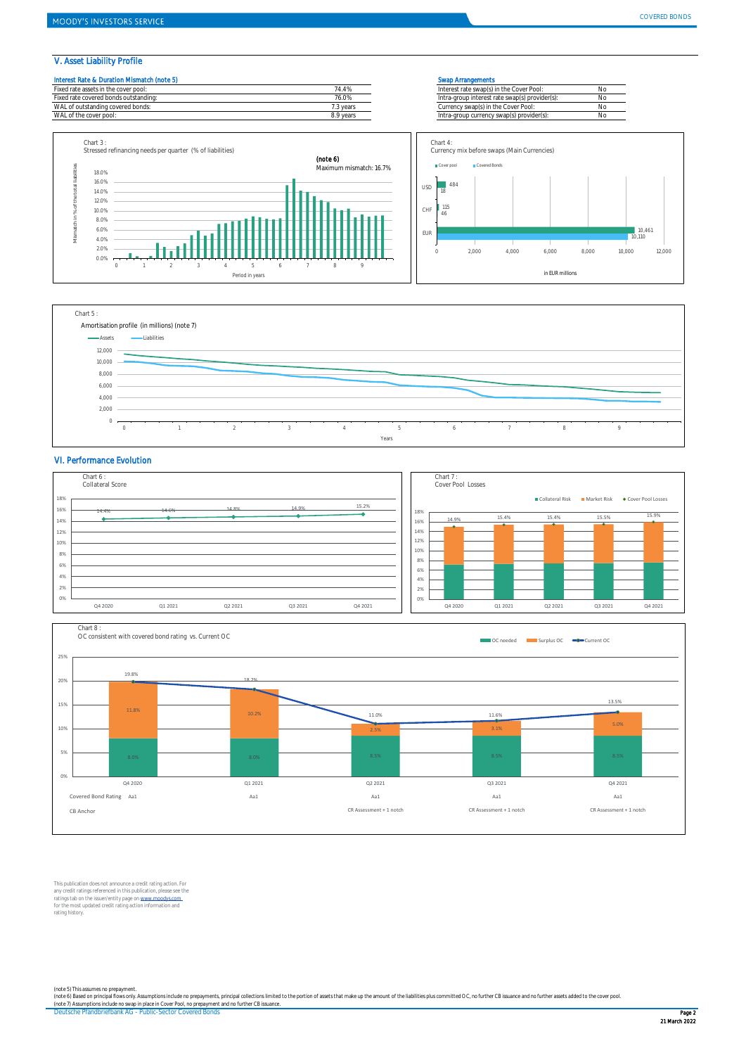## V. Asset Liability Profile

**Interest Rate & Duration Mismatch (note 5)**

| | |
|---|---|
| Fixed rate assets in the cover pool: | 74.4% |
| Fixed rate covered bonds outstanding: | 76.0% |
| WAL of outstanding covered bonds: | 7.3 years |
| WAL of the cover pool: | 8.9 years |

**Swap Arrangements**

| | |
|---|---|
| Interest rate swap(s) in the Cover Pool: | No |
| Intra-group interest rate swap(s) provider(s): | No |
| Currency swap(s) in the Cover Pool: | No |
| Intra-group currency swap(s) provider(s): | No |

Chart 3 :
Stressed refinancing needs per quarter (% of liabilities)

(note 6)
Maximum mismatch: 16.7%

Chart 4:
Currency mix before swaps (Main Currencies)

| Currency | Cover pool | Covered Bonds |
|---|---|---|
| USD | 484 | 18 |
| CHF | 115 | 46 |
| EUR | 10,461 | 10,110 |

in EUR millions

Chart 5 :
Amortisation profile (in millions) (note 7)

## VI. Performance Evolution

Chart 6 :
Collateral Score

| Q4 2020 | Q1 2021 | Q2 2021 | Q3 2021 | Q4 2021 |
|---|---|---|---|---|
| 14.4% | 14.6% | 14.8% | 14.9% | 15.2% |

Chart 7 :
Cover Pool Losses

| | Q4 2020 | Q1 2021 | Q2 2021 | Q3 2021 | Q4 2021 |
|---|---|---|---|---|---|
| Cover Pool Losses | 14.9% | 15.4% | 15.4% | 15.5% | 15.9% |

Chart 8 :
OC consistent with covered bond rating vs. Current OC

| | Q4 2020 | Q1 2021 | Q2 2021 | Q3 2021 | Q4 2021 |
|---|---|---|---|---|---|
| OC needed | 8.0% | 8.0% | 8.5% | 8.5% | 8.5% |
| Surplus OC | 11.8% | 10.2% | 2.5% | 3.1% | 5.0% |
| Current OC | 19.8% | 18.2% | 11.0% | 11.6% | 13.5% |
| Covered Bond Rating | Aa1 | Aa1 | Aa1 | Aa1 | Aa1 |
| CB Anchor | | | CR Assessment + 1 notch | CR Assessment + 1 notch | CR Assessment + 1 notch |

This publication does not announce a credit rating action. For any credit ratings referenced in this publication, please see the ratings tab on the issuer/entity page on www.moodys.com for the most updated credit rating action information and rating history.

(note 5) This assumes no prepayment.
(note 6) Based on principal flows only. Assumptions include no prepayments, principal collections limited to the portion of assets that make up the amount of the liabilities plus committed OC, no further CB issuance and no further assets added to the cover pool.
(note 7) Assumptions include no swap in place in Cover Pool, no prepayment and no further CB issuance.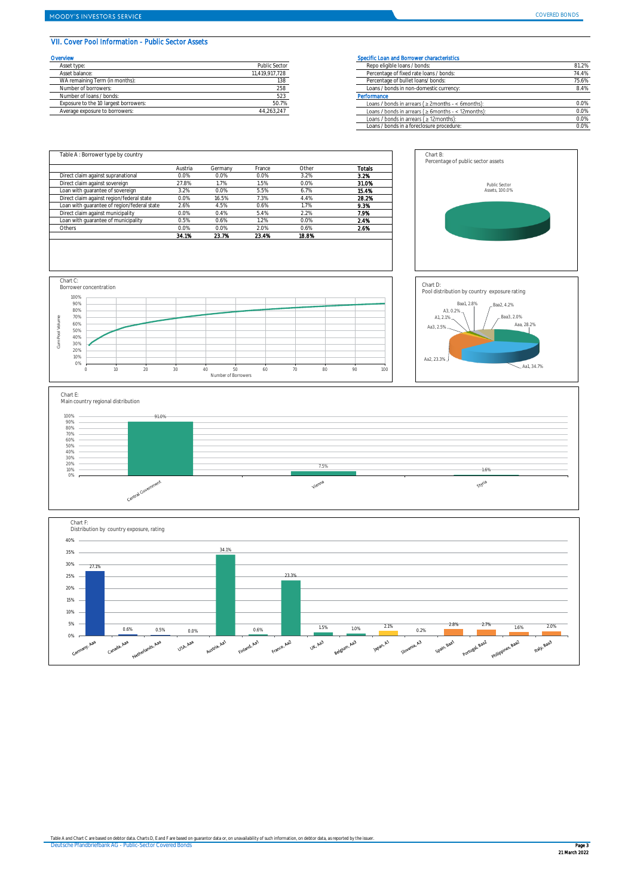## VII. Cover Pool Information - Public Sector Assets

### Overview

| | |
|---|---|
| Asset type: | Public Sector |
| Asset balance: | 11,419,917,728 |
| WA remaining Term (in months): | 138 |
| Number of borrowers: | 258 |
| Number of loans / bonds: | 523 |
| Exposure to the 10 largest borrowers: | 50.7% |
| Average exposure to borrowers: | 44,263,247 |

### Specific Loan and Borrower characteristics

| | |
|---|---|
| Repo eligible loans / bonds: | 81.2% |
| Percentage of fixed rate loans / bonds: | 74.4% |
| Percentage of bullet loans/ bonds: | 75.6% |
| Loans / bonds in non-domestic currency: | 8.4% |
| **Performance** | |
| Loans / bonds in arrears ( ≥ 2months - < 6months): | 0.0% |
| Loans / bonds in arrears ( ≥ 6months - < 12months): | 0.0% |
| Loans / bonds in arrears ( ≥ 12months): | 0.0% |
| Loans / bonds in a foreclosure procedure: | 0.0% |

Table A : Borrower type by country

| | Austria | Germany | France | Other | Totals |
|---|---|---|---|---|---|
| Direct claim against supranational | 0.0% | 0.0% | 0.0% | 3.2% | **3.2%** |
| Direct claim against sovereign | 27.8% | 1.7% | 1.5% | 0.0% | **31.0%** |
| Loan with guarantee of sovereign | 3.2% | 0.0% | 5.5% | 6.7% | **15.4%** |
| Direct claim against region/federal state | 0.0% | 16.5% | 7.3% | 4.4% | **28.2%** |
| Loan with guarantee of region/federal state | 2.6% | 4.5% | 0.6% | 1.7% | **9.3%** |
| Direct claim against municipality | 0.0% | 0.4% | 5.4% | 2.2% | **7.9%** |
| Loan with guarantee of municipality | 0.5% | 0.6% | 1.2% | 0.0% | **2.4%** |
| Others | 0.0% | 0.0% | 2.0% | 0.6% | **2.6%** |
| | **34.1%** | **23.7%** | **23.4%** | **18.8%** | |

Chart B:
Percentage of public sector assets

Public Sector Assets, 100.0%

Chart C:
Borrower concentration

Chart D:
Pool distribution by country exposure rating

| Rating | Share |
|---|---|
| Aaa | 28.2% |
| Aa1 | 34.7% |
| Aa2 | 23.3% |
| Aa3 | 2.5% |
| A1 | 2.1% |
| A3 | 0.2% |
| Baa1 | 2.8% |
| Baa2 | 4.2% |
| Baa3 | 2.0% |

Chart E:
Main country regional distribution

| Region | Share |
|---|---|
| Central Government | 91.0% |
| Vienna | 7.5% |
| Styria | 1.6% |

Chart F:
Distribution by country exposure, rating

| Country, Rating | Share |
|---|---|
| Germany, Aaa | 27.1% |
| Canada, Aaa | 0.6% |
| Netherlands, Aaa | 0.5% |
| USA, Aaa | 0.0% |
| Austria, Aa1 | 34.1% |
| Finland, Aa1 | 0.6% |
| France, Aa2 | 23.3% |
| UK, Aa3 | 1.5% |
| Belgium, Aa3 | 1.0% |
| Japan, A1 | 2.1% |
| Slovenia, A3 | 0.2% |
| Spain, Baa1 | 2.8% |
| Portugal, Baa2 | 2.7% |
| Philippines, Baa2 | 1.6% |
| Italy, Baa3 | 2.0% |

Table A and Chart C are based on debtor data. Charts D, E and F are based on guarantor data or, on unavailability of such information, on debtor data, as reported by the issuer.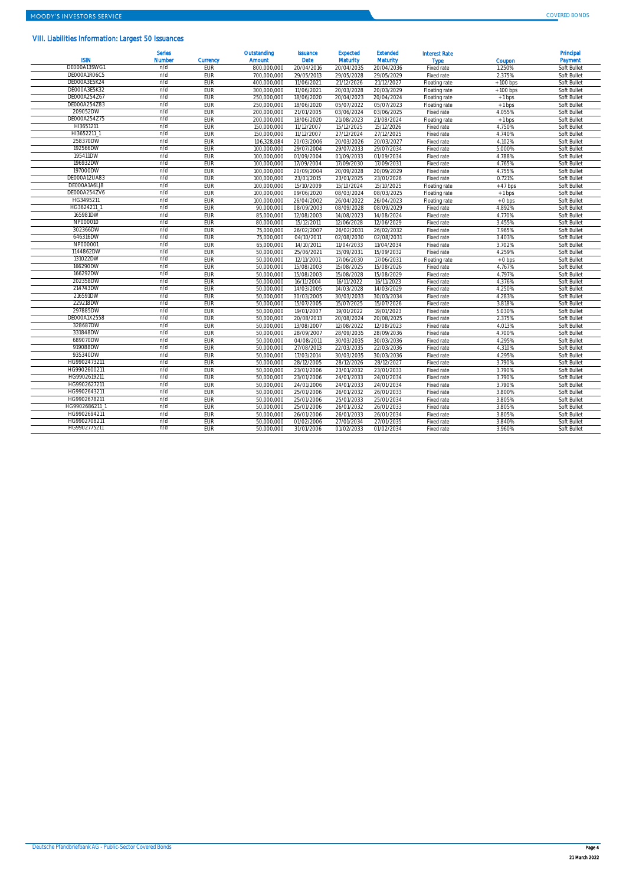## VIII. Liabilities Information: Largest 50 Issuances

| ISIN | Series Number | Currency | Outstanding Amount | Issuance Date | Expected Maturity | Extended Maturity | Interest Rate Type | Coupon | Principal Payment |
|---|---|---|---|---|---|---|---|---|---|
| DE000A13SWG1 | n/d | EUR | 800,000,000 | 20/04/2016 | 20/04/2035 | 20/04/2036 | Fixed rate | 1.250% | Soft Bullet |
| DE000A1R06C5 | n/d | EUR | 700,000,000 | 29/05/2013 | 29/05/2028 | 29/05/2029 | Fixed rate | 2.375% | Soft Bullet |
| DE000A3E5K24 | n/d | EUR | 400,000,000 | 11/06/2021 | 21/12/2026 | 21/12/2027 | Floating rate | +100 bps | Soft Bullet |
| DE000A3E5K32 | n/d | EUR | 300,000,000 | 11/06/2021 | 20/03/2028 | 20/03/2029 | Floating rate | +100 bps | Soft Bullet |
| DE000A254Z67 | n/d | EUR | 250,000,000 | 18/06/2020 | 20/04/2023 | 20/04/2024 | Floating rate | +1bps | Soft Bullet |
| DE000A254Z83 | n/d | EUR | 250,000,000 | 18/06/2020 | 05/07/2022 | 05/07/2023 | Floating rate | +1bps | Soft Bullet |
| 209052DW | n/d | EUR | 200,000,000 | 21/01/2005 | 03/06/2024 | 03/06/2025 | Fixed rate | 4.055% | Soft Bullet |
| DE000A254Z75 | n/d | EUR | 200,000,000 | 18/06/2020 | 21/08/2023 | 21/08/2024 | Floating rate | +1bps | Soft Bullet |
| HI3651211 | n/d | EUR | 150,000,000 | 11/12/2007 | 15/12/2025 | 15/12/2026 | Fixed rate | 4.750% | Soft Bullet |
| HI3652211_1 | n/d | EUR | 150,000,000 | 11/12/2007 | 27/12/2024 | 27/12/2025 | Fixed rate | 4.740% | Soft Bullet |
| 258370DW | n/d | EUR | 106,328,084 | 20/03/2006 | 20/03/2026 | 20/03/2027 | Fixed rate | 4.102% | Soft Bullet |
| 192566DW | n/d | EUR | 100,000,000 | 29/07/2004 | 29/07/2033 | 29/07/2034 | Fixed rate | 5.000% | Soft Bullet |
| 195411DW | n/d | EUR | 100,000,000 | 01/09/2004 | 01/09/2033 | 01/09/2034 | Fixed rate | 4.788% | Soft Bullet |
| 196932DW | n/d | EUR | 100,000,000 | 17/09/2004 | 17/09/2030 | 17/09/2031 | Fixed rate | 4.765% | Soft Bullet |
| 197000DW | n/d | EUR | 100,000,000 | 20/09/2004 | 20/09/2028 | 20/09/2029 | Fixed rate | 4.755% | Soft Bullet |
| DE000A12UA83 | n/d | EUR | 100,000,000 | 23/01/2015 | 23/01/2025 | 23/01/2026 | Fixed rate | 0.721% | Soft Bullet |
| DE000A1A6LJ8 | n/d | EUR | 100,000,000 | 15/10/2009 | 15/10/2024 | 15/10/2025 | Floating rate | +47 bps | Soft Bullet |
| DE000A254ZV6 | n/d | EUR | 100,000,000 | 09/06/2020 | 08/03/2024 | 08/03/2025 | Floating rate | +1bps | Soft Bullet |
| HG3495211 | n/d | EUR | 100,000,000 | 26/04/2002 | 26/04/2022 | 26/04/2023 | Floating rate | +0 bps | Soft Bullet |
| HG3624211_1 | n/d | EUR | 90,000,000 | 08/09/2003 | 08/09/2028 | 08/09/2029 | Fixed rate | 4.892% | Soft Bullet |
| 165981DW | n/d | EUR | 85,000,000 | 12/08/2003 | 14/08/2023 | 14/08/2024 | Fixed rate | 4.770% | Soft Bullet |
| NP000010 | n/d | EUR | 80,000,000 | 15/12/2011 | 12/06/2028 | 12/06/2029 | Fixed rate | 3.455% | Soft Bullet |
| 302366DW | n/d | EUR | 75,000,000 | 26/02/2007 | 26/02/2031 | 26/02/2032 | Fixed rate | 7.965% | Soft Bullet |
| 646316DW | n/d | EUR | 75,000,000 | 04/10/2011 | 02/08/2030 | 02/08/2031 | Fixed rate | 3.403% | Soft Bullet |
| NP000001 | n/d | EUR | 65,000,000 | 14/10/2011 | 11/04/2033 | 11/04/2034 | Fixed rate | 3.702% | Soft Bullet |
| 1144862DW | n/d | EUR | 50,000,000 | 25/06/2021 | 15/09/2031 | 15/09/2032 | Fixed rate | 4.259% | Soft Bullet |
| 131022DW | n/d | EUR | 50,000,000 | 12/11/2001 | 17/06/2030 | 17/06/2031 | Floating rate | +0 bps | Soft Bullet |
| 166290DW | n/d | EUR | 50,000,000 | 15/08/2003 | 15/08/2025 | 15/08/2026 | Fixed rate | 4.767% | Soft Bullet |
| 166292DW | n/d | EUR | 50,000,000 | 15/08/2003 | 15/08/2028 | 15/08/2029 | Fixed rate | 4.797% | Soft Bullet |
| 202358DW | n/d | EUR | 50,000,000 | 16/11/2004 | 16/11/2022 | 16/11/2023 | Fixed rate | 4.376% | Soft Bullet |
| 214743DW | n/d | EUR | 50,000,000 | 14/03/2005 | 14/03/2028 | 14/03/2029 | Fixed rate | 4.250% | Soft Bullet |
| 216591DW | n/d | EUR | 50,000,000 | 30/03/2005 | 30/03/2033 | 30/03/2034 | Fixed rate | 4.283% | Soft Bullet |
| 229218DW | n/d | EUR | 50,000,000 | 15/07/2005 | 15/07/2025 | 15/07/2026 | Fixed rate | 3.818% | Soft Bullet |
| 297885DW | n/d | EUR | 50,000,000 | 19/01/2007 | 19/01/2022 | 19/01/2023 | Fixed rate | 5.030% | Soft Bullet |
| DE000A1X2558 | n/d | EUR | 50,000,000 | 20/08/2013 | 20/08/2024 | 20/08/2025 | Fixed rate | 2.375% | Soft Bullet |
| 328687DW | n/d | EUR | 50,000,000 | 13/08/2007 | 12/08/2022 | 12/08/2023 | Fixed rate | 4.013% | Soft Bullet |
| 331848DW | n/d | EUR | 50,000,000 | 28/09/2007 | 28/09/2035 | 28/09/2036 | Fixed rate | 4.700% | Soft Bullet |
| 689070DW | n/d | EUR | 50,000,000 | 04/08/2011 | 30/03/2035 | 30/03/2036 | Fixed rate | 4.295% | Soft Bullet |
| 919088DW | n/d | EUR | 50,000,000 | 27/08/2013 | 22/03/2035 | 22/03/2036 | Fixed rate | 4.310% | Soft Bullet |
| 935340DW | n/d | EUR | 50,000,000 | 17/03/2014 | 30/03/2035 | 30/03/2036 | Fixed rate | 4.295% | Soft Bullet |
| HG9902473211 | n/d | EUR | 50,000,000 | 28/12/2005 | 28/12/2026 | 28/12/2027 | Fixed rate | 3.790% | Soft Bullet |
| HG9902600211 | n/d | EUR | 50,000,000 | 23/01/2006 | 23/01/2032 | 23/01/2033 | Fixed rate | 3.790% | Soft Bullet |
| HG9902619211 | n/d | EUR | 50,000,000 | 23/01/2006 | 24/01/2033 | 24/01/2034 | Fixed rate | 3.790% | Soft Bullet |
| HG9902627211 | n/d | EUR | 50,000,000 | 24/01/2006 | 24/01/2033 | 24/01/2034 | Fixed rate | 3.790% | Soft Bullet |
| HG9902643211 | n/d | EUR | 50,000,000 | 25/01/2006 | 26/01/2032 | 26/01/2033 | Fixed rate | 3.800% | Soft Bullet |
| HG9902678211 | n/d | EUR | 50,000,000 | 25/01/2006 | 25/01/2033 | 25/01/2034 | Fixed rate | 3.805% | Soft Bullet |
| HG9902686211_1 | n/d | EUR | 50,000,000 | 25/01/2006 | 26/01/2032 | 26/01/2033 | Fixed rate | 3.805% | Soft Bullet |
| HG9902694211 | n/d | EUR | 50,000,000 | 26/01/2006 | 26/01/2033 | 26/01/2034 | Fixed rate | 3.805% | Soft Bullet |
| HG9902708211 | n/d | EUR | 50,000,000 | 01/02/2006 | 27/01/2034 | 27/01/2035 | Fixed rate | 3.840% | Soft Bullet |
| HG9902775211 | n/d | EUR | 50,000,000 | 31/01/2006 | 01/02/2033 | 01/02/2034 | Fixed rate | 3.960% | Soft Bullet |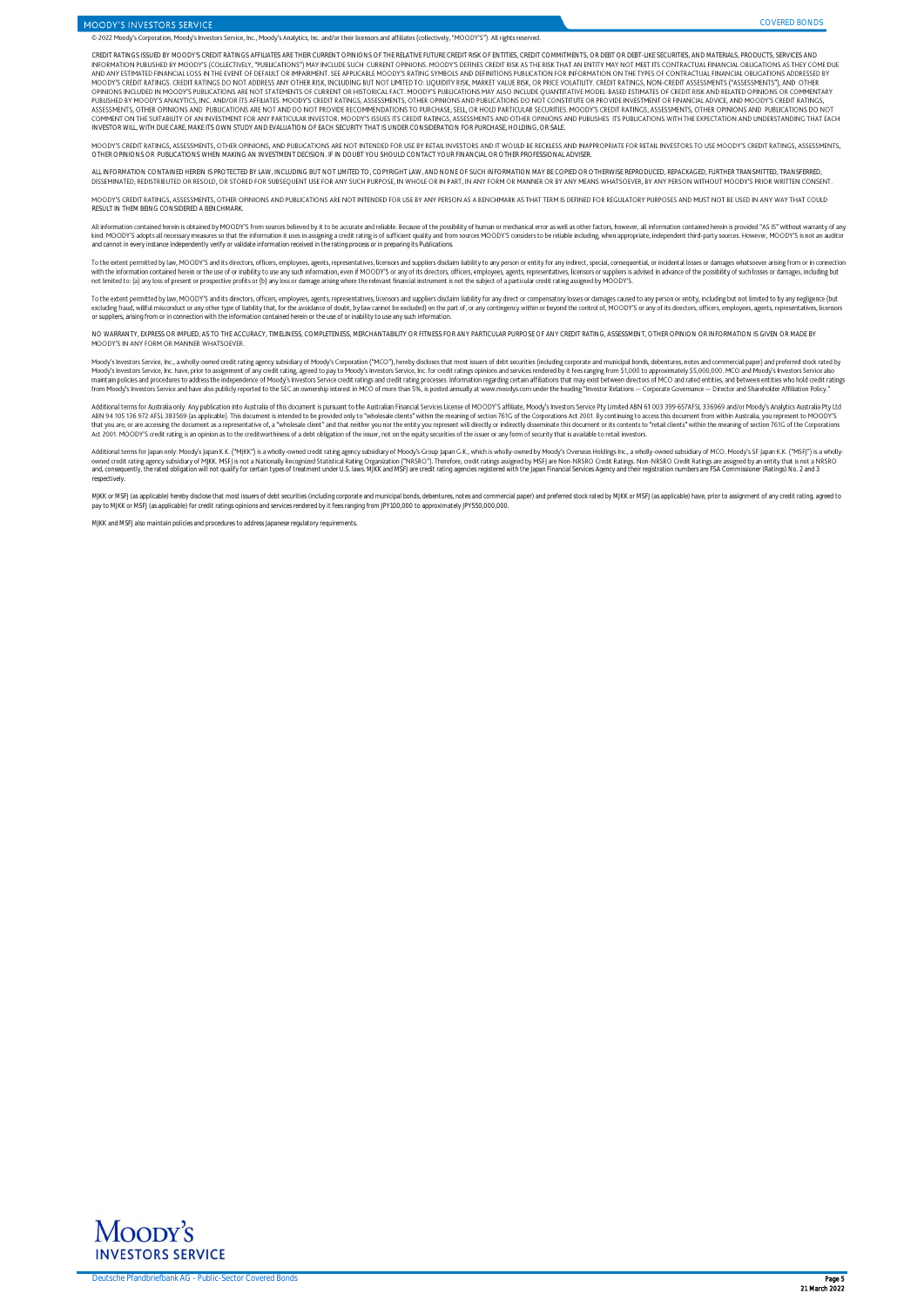© 2022 Moody's Corporation, Moody's Investors Service, Inc., Moody's Analytics, Inc. and/or their licensors and affiliates (collectively, "MOODY'S"). All rights reserved.

CREDIT RATINGS ISSUED BY MOODY'S CREDIT RATINGS AFFILIATES ARE THEIR CURRENT OPINIONS OF THE RELATIVE FUTURE CREDIT RISK OF ENTITIES, CREDIT COMMITMENTS, OR DEBT OR DEBT-LIKE SECURITIES, AND MATERIALS, PRODUCTS, SERVICES AND INFORMATION PUBLISHED BY MOODY'S (COLLECTIVELY, "PUBLICATIONS") MAY INCLUDE SUCH CURRENT OPINIONS. MOODY'S DEFINES CREDIT RISK AS THE RISK THAT AN ENTITY MAY NOT MEET ITS CONTRACTUAL FINANCIAL OBLIGATIONS AS THEY COME DUE AND ANY ESTIMATED FINANCIAL LOSS IN THE EVENT OF DEFAULT OR IMPAIRMENT. SEE APPLICABLE MOODY'S RATING SYMBOLS AND DEFINITIONS PUBLICATION FOR INFORMATION ON THE TYPES OF CONTRACTUAL FINANCIAL OBLIGATIONS ADDRESSED BY MOODY'S CREDIT RATINGS. CREDIT RATINGS DO NOT ADDRESS ANY OTHER RISK, INCLUDING BUT NOT LIMITED TO: LIQUIDITY RISK, MARKET VALUE RISK, OR PRICE VOLATILITY. CREDIT RATINGS, NON-CREDIT ASSESSMENTS ("ASSESSMENTS"), AND OTHER OPINIONS INCLUDED IN MOODY'S PUBLICATIONS ARE NOT STATEMENTS OF CURRENT OR HISTORICAL FACT. MOODY'S PUBLICATIONS MAY ALSO INCLUDE QUANTITATIVE MODEL-BASED ESTIMATES OF CREDIT RISK AND RELATED OPINIONS OR COMMENTARY PUBLISHED BY MOODY'S ANALYTICS, INC. AND/OR ITS AFFILIATES. MOODY'S CREDIT RATINGS, ASSESSMENTS, OTHER OPINIONS AND PUBLICATIONS DO NOT CONSTITUTE OR PROVIDE INVESTMENT OR FINANCIAL ADVICE, AND MOODY'S CREDIT RATINGS, ASSESSMENTS, OTHER OPINIONS AND PUBLICATIONS ARE NOT AND DO NOT PROVIDE RECOMMENDATIONS TO PURCHASE, SELL, OR HOLD PARTICULAR SECURITIES. MOODY'S CREDIT RATINGS, ASSESSMENTS, OTHER OPINIONS AND PUBLICATIONS DO NOT COMMENT ON THE SUITABILITY OF AN INVESTMENT FOR ANY PARTICULAR INVESTOR. MOODY'S ISSUES ITS CREDIT RATINGS, ASSESSMENTS AND OTHER OPINIONS AND PUBLISHES ITS PUBLICATIONS WITH THE EXPECTATION AND UNDERSTANDING THAT EACH INVESTOR WILL, WITH DUE CARE, MAKE ITS OWN STUDY AND EVALUATION OF EACH SECURITY THAT IS UNDER CONSIDERATION FOR PURCHASE, HOLDING, OR SALE.

MOODY'S CREDIT RATINGS, ASSESSMENTS, OTHER OPINIONS, AND PUBLICATIONS ARE NOT INTENDED FOR USE BY RETAIL INVESTORS AND IT WOULD BE RECKLESS AND INAPPROPRIATE FOR RETAIL INVESTORS TO USE MOODY'S CREDIT RATINGS, ASSESSMENTS, OTHER OPINIONS OR PUBLICATIONS WHEN MAKING AN INVESTMENT DECISION. IF IN DOUBT YOU SHOULD CONTACT YOUR FINANCIAL OR OTHER PROFESSIONAL ADVISER.

ALL INFORMATION CONTAINED HEREIN IS PROTECTED BY LAW, INCLUDING BUT NOT LIMITED TO, COPYRIGHT LAW, AND NONE OF SUCH INFORMATION MAY BE COPIED OR OTHERWISE REPRODUCED, REPACKAGED, FURTHER TRANSMITTED, TRANSFERRED, DISSEMINATED, REDISTRIBUTED OR RESOLD, OR STORED FOR SUBSEQUENT USE FOR ANY SUCH PURPOSE, IN WHOLE OR IN PART, IN ANY FORM OR MANNER OR BY ANY MEANS WHATSOEVER, BY ANY PERSON WITHOUT MOODY'S PRIOR WRITTEN CONSENT.

MOODY'S CREDIT RATINGS, ASSESSMENTS, OTHER OPINIONS AND PUBLICATIONS ARE NOT INTENDED FOR USE BY ANY PERSON AS A BENCHMARK AS THAT TERM IS DEFINED FOR REGULATORY PURPOSES AND MUST NOT BE USED IN ANY WAY THAT COULD RESULT IN THEM BEING CONSIDERED A BENCHMARK.

All information contained herein is obtained by MOODY'S from sources believed by it to be accurate and reliable. Because of the possibility of human or mechanical error as well as other factors, however, all information contained herein is provided "AS IS" without warranty of any kind. MOODY'S adopts all necessary measures so that the information it uses in assigning a credit rating is of sufficient quality and from sources MOODY'S considers to be reliable including, when appropriate, independent third-party sources. However, MOODY'S is not an auditor and cannot in every instance independently verify or validate information received in the rating process or in preparing its Publications.

To the extent permitted by law, MOODY'S and its directors, officers, employees, agents, representatives, licensors and suppliers disclaim liability to any person or entity for any indirect, special, consequential, or incidental losses or damages whatsoever arising from or in connection with the information contained herein or the use of or inability to use any such information, even if MOODY'S or any of its directors, officers, employees, agents, representatives, licensors or suppliers is advised in advance of the possibility of such losses or damages, including but not limited to: (a) any loss of present or prospective profits or (b) any loss or damage arising where the relevant financial instrument is not the subject of a particular credit rating assigned by MOODY'S.

To the extent permitted by law, MOODY'S and its directors, officers, employees, agents, representatives, licensors and suppliers disclaim liability for any direct or compensatory losses or damages caused to any person or entity, including but not limited to by any negligence (but excluding fraud, willful misconduct or any other type of liability that, for the avoidance of doubt, by law cannot be excluded) on the part of, or any contingency within or beyond the control of, MOODY'S or any of its directors, officers, employees, agents, representatives, licensors or suppliers, arising from or in connection with the information contained herein or the use of or inability to use any such information.

NO WARRANTY, EXPRESS OR IMPLIED, AS TO THE ACCURACY, TIMELINESS, COMPLETENESS, MERCHANTABILITY OR FITNESS FOR ANY PARTICULAR PURPOSE OF ANY CREDIT RATING, ASSESSMENT, OTHER OPINION OR INFORMATION IS GIVEN OR MADE BY MOODY'S IN ANY FORM OR MANNER WHATSOEVER.

Moody's Investors Service, Inc., a wholly-owned credit rating agency subsidiary of Moody's Corporation ("MCO"), hereby discloses that most issuers of debt securities (including corporate and municipal bonds, debentures, notes and commercial paper) and preferred stock rated by Moody's Investors Service, Inc. have, prior to assignment of any credit rating, agreed to pay to Moody's Investors Service, Inc. for credit ratings opinions and services rendered by it fees ranging from $1,000 to approximately $5,000,000. MCO and Moody's Investors Service also maintain policies and procedures to address the independence of Moody's Investors Service credit ratings and credit rating processes. Information regarding certain affiliations that may exist between directors of MCO and rated entities, and between entities who hold credit ratings from Moody's Investors Service and have also publicly reported to the SEC an ownership interest in MCO of more than 5%, is posted annually at www.moodys.com under the heading "Investor Relations — Corporate Governance — Director and Shareholder Affiliation Policy."

Additional terms for Australia only: Any publication into Australia of this document is pursuant to the Australian Financial Services License of MOODY'S affiliate, Moody's Investors Service Pty Limited ABN 61 003 399 657AFSL 336969 and/or Moody's Analytics Australia Pty Ltd ABN 94 105 136 972 AFSL 383569 (as applicable). This document is intended to be provided only to "wholesale clients" within the meaning of section 761G of the Corporations Act 2001. By continuing to access this document from within Australia, you represent to MOODY'S that you are, or are accessing the document as a representative of, a "wholesale client" and that neither you nor the entity you represent will directly or indirectly disseminate this document or its contents to "retail clients" within the meaning of section 761G of the Corporations Act 2001. MOODY'S credit rating is an opinion as to the creditworthiness of a debt obligation of the issuer, not on the equity securities of the issuer or any form of security that is available to retail investors.

Additional terms for Japan only: Moody's Japan K.K. ("MJKK") is a wholly-owned credit rating agency subsidiary of Moody's Group Japan G.K., which is wholly-owned by Moody's Overseas Holdings Inc., a wholly-owned subsidiary of MCO. Moody's SF Japan K.K. ("MSFJ") is a wholly-owned credit rating agency subsidiary of MJKK. MSFJ is not a Nationally Recognized Statistical Rating Organization ("NRSRO"). Therefore, credit ratings assigned by MSFJ are Non-NRSRO Credit Ratings. Non-NRSRO Credit Ratings are assigned by an entity that is not a NRSRO and, consequently, the rated obligation will not qualify for certain types of treatment under U.S. laws. MJKK and MSFJ are credit rating agencies registered with the Japan Financial Services Agency and their registration numbers are FSA Commissioner (Ratings) No. 2 and 3 respectively.

MJKK or MSFJ (as applicable) hereby disclose that most issuers of debt securities (including corporate and municipal bonds, debentures, notes and commercial paper) and preferred stock rated by MJKK or MSFJ (as applicable) have, prior to assignment of any credit rating, agreed to pay to MJKK or MSFJ (as applicable) for credit ratings opinions and services rendered by it fees ranging from JPY100,000 to approximately JPY550,000,000.

MJKK and MSFJ also maintain policies and procedures to address Japanese regulatory requirements.